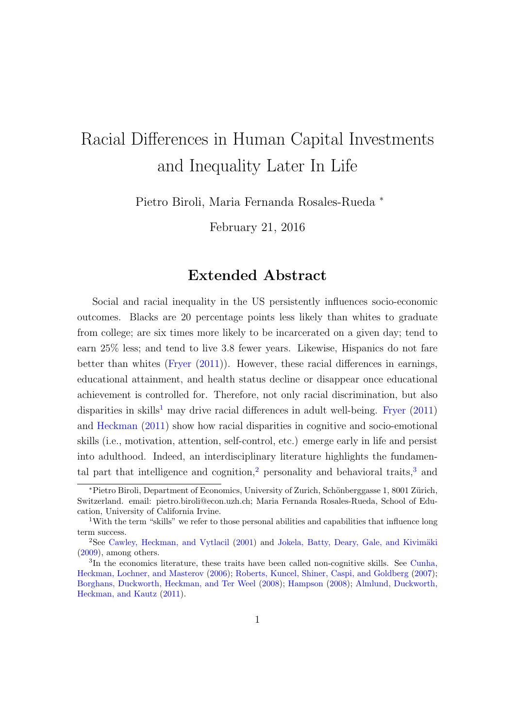# Racial Differences in Human Capital Investments and Inequality Later In Life

Pietro Biroli, Maria Fernanda Rosales-Rueda *

February 21, 2016

## Extended Abstract

Social and racial inequality in the US persistently influences socio-economic outcomes. Blacks are 20 percentage points less likely than whites to graduate from college; are six times more likely to be incarcerated on a given day; tend to earn 25% less; and tend to live 3.8 fewer years. Likewise, Hispanics do not fare better than whites (Fryer (2011)). However, these racial differences in earnings, educational attainment, and health status decline or disappear once educational achievement is controlled for. Therefore, not only racial discrimination, but also disparities in skills[1] may drive racial differences in adult well-being. Fryer (2011) and Heckman (2011) show how racial disparities in cognitive and socio-emotional skills (i.e., motivation, attention, self-control, etc.) emerge early in life and persist into adulthood. Indeed, an interdisciplinary literature highlights the fundamental part that intelligence and cognition,[2] personality and behavioral traits,[3] and

---

*Pietro Biroli, Department of Economics, University of Zurich, Schönberggasse 1, 8001 Zürich, Switzerland. email: pietro.biroli@econ.uzh.ch; Maria Fernanda Rosales-Rueda, School of Education, University of California Irvine.

[1] With the term "skills" we refer to those personal abilities and capabilities that influence long term success.

[2] See Cawley, Heckman, and Vytlacil (2001) and Jokela, Batty, Deary, Gale, and Kivimäki (2009), among others.

[3] In the economics literature, these traits have been called non-cognitive skills. See Cunha, Heckman, Lochner, and Masterov (2006); Roberts, Kuncel, Shiner, Caspi, and Goldberg (2007); Borghans, Duckworth, Heckman, and Ter Weel (2008); Hampson (2008); Almlund, Duckworth, Heckman, and Kautz (2011).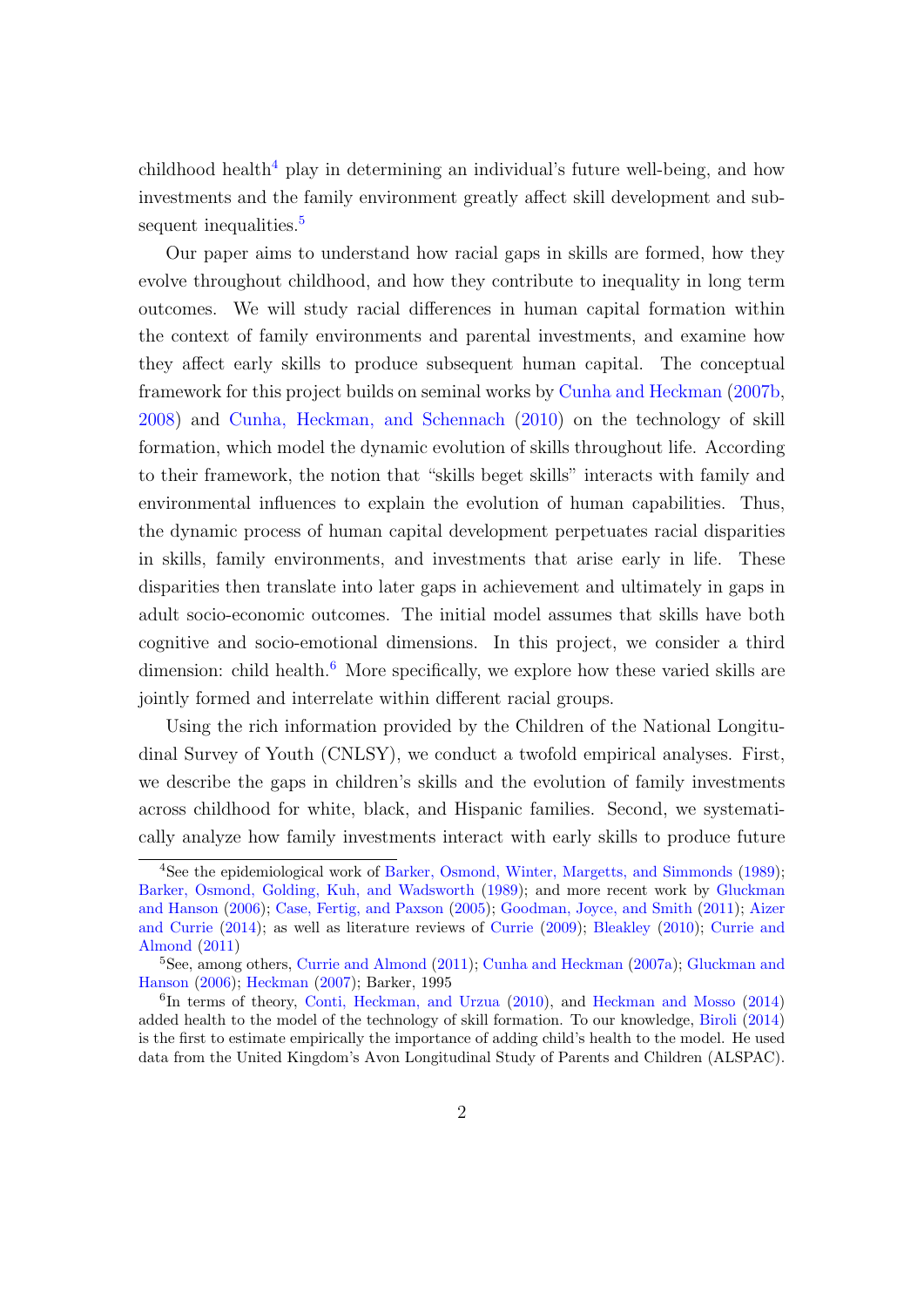childhood health[4] play in determining an individual's future well-being, and how investments and the family environment greatly affect skill development and subsequent inequalities.[5]

Our paper aims to understand how racial gaps in skills are formed, how they evolve throughout childhood, and how they contribute to inequality in long term outcomes. We will study racial differences in human capital formation within the context of family environments and parental investments, and examine how they affect early skills to produce subsequent human capital. The conceptual framework for this project builds on seminal works by Cunha and Heckman (2007b, 2008) and Cunha, Heckman, and Schennach (2010) on the technology of skill formation, which model the dynamic evolution of skills throughout life. According to their framework, the notion that "skills beget skills" interacts with family and environmental influences to explain the evolution of human capabilities. Thus, the dynamic process of human capital development perpetuates racial disparities in skills, family environments, and investments that arise early in life. These disparities then translate into later gaps in achievement and ultimately in gaps in adult socio-economic outcomes. The initial model assumes that skills have both cognitive and socio-emotional dimensions. In this project, we consider a third dimension: child health.[6] More specifically, we explore how these varied skills are jointly formed and interrelate within different racial groups.

Using the rich information provided by the Children of the National Longitudinal Survey of Youth (CNLSY), we conduct a twofold empirical analyses. First, we describe the gaps in children's skills and the evolution of family investments across childhood for white, black, and Hispanic families. Second, we systematically analyze how family investments interact with early skills to produce future

---

[4] See the epidemiological work of Barker, Osmond, Winter, Margetts, and Simmonds (1989); Barker, Osmond, Golding, Kuh, and Wadsworth (1989); and more recent work by Gluckman and Hanson (2006); Case, Fertig, and Paxson (2005); Goodman, Joyce, and Smith (2011); Aizer and Currie (2014); as well as literature reviews of Currie (2009); Bleakley (2010); Currie and Almond (2011)

[5] See, among others, Currie and Almond (2011); Cunha and Heckman (2007a); Gluckman and Hanson (2006); Heckman (2007); Barker, 1995

[6] In terms of theory, Conti, Heckman, and Urzua (2010), and Heckman and Mosso (2014) added health to the model of the technology of skill formation. To our knowledge, Biroli (2014) is the first to estimate empirically the importance of adding child's health to the model. He used data from the United Kingdom's Avon Longitudinal Study of Parents and Children (ALSPAC).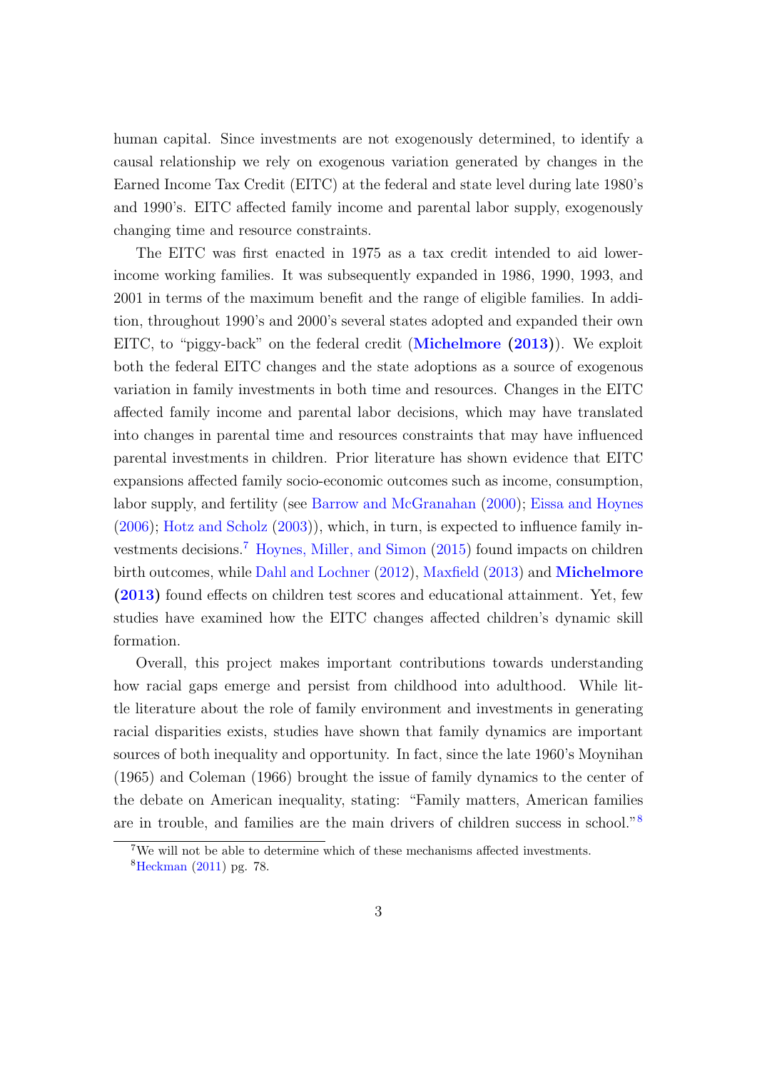human capital. Since investments are not exogenously determined, to identify a causal relationship we rely on exogenous variation generated by changes in the Earned Income Tax Credit (EITC) at the federal and state level during late 1980's and 1990's. EITC affected family income and parental labor supply, exogenously changing time and resource constraints.

The EITC was first enacted in 1975 as a tax credit intended to aid lower-income working families. It was subsequently expanded in 1986, 1990, 1993, and 2001 in terms of the maximum benefit and the range of eligible families. In addition, throughout 1990's and 2000's several states adopted and expanded their own EITC, to "piggy-back" on the federal credit (**Michelmore (2013)**). We exploit both the federal EITC changes and the state adoptions as a source of exogenous variation in family investments in both time and resources. Changes in the EITC affected family income and parental labor decisions, which may have translated into changes in parental time and resources constraints that may have influenced parental investments in children. Prior literature has shown evidence that EITC expansions affected family socio-economic outcomes such as income, consumption, labor supply, and fertility (see Barrow and McGranahan (2000); Eissa and Hoynes (2006); Hotz and Scholz (2003)), which, in turn, is expected to influence family investments decisions.[7] Hoynes, Miller, and Simon (2015) found impacts on children birth outcomes, while Dahl and Lochner (2012), Maxfield (2013) and **Michelmore (2013)** found effects on children test scores and educational attainment. Yet, few studies have examined how the EITC changes affected children's dynamic skill formation.

Overall, this project makes important contributions towards understanding how racial gaps emerge and persist from childhood into adulthood. While little literature about the role of family environment and investments in generating racial disparities exists, studies have shown that family dynamics are important sources of both inequality and opportunity. In fact, since the late 1960's Moynihan (1965) and Coleman (1966) brought the issue of family dynamics to the center of the debate on American inequality, stating: "Family matters, American families are in trouble, and families are the main drivers of children success in school."[8]

[7] We will not be able to determine which of these mechanisms affected investments.

[8] Heckman (2011) pg. 78.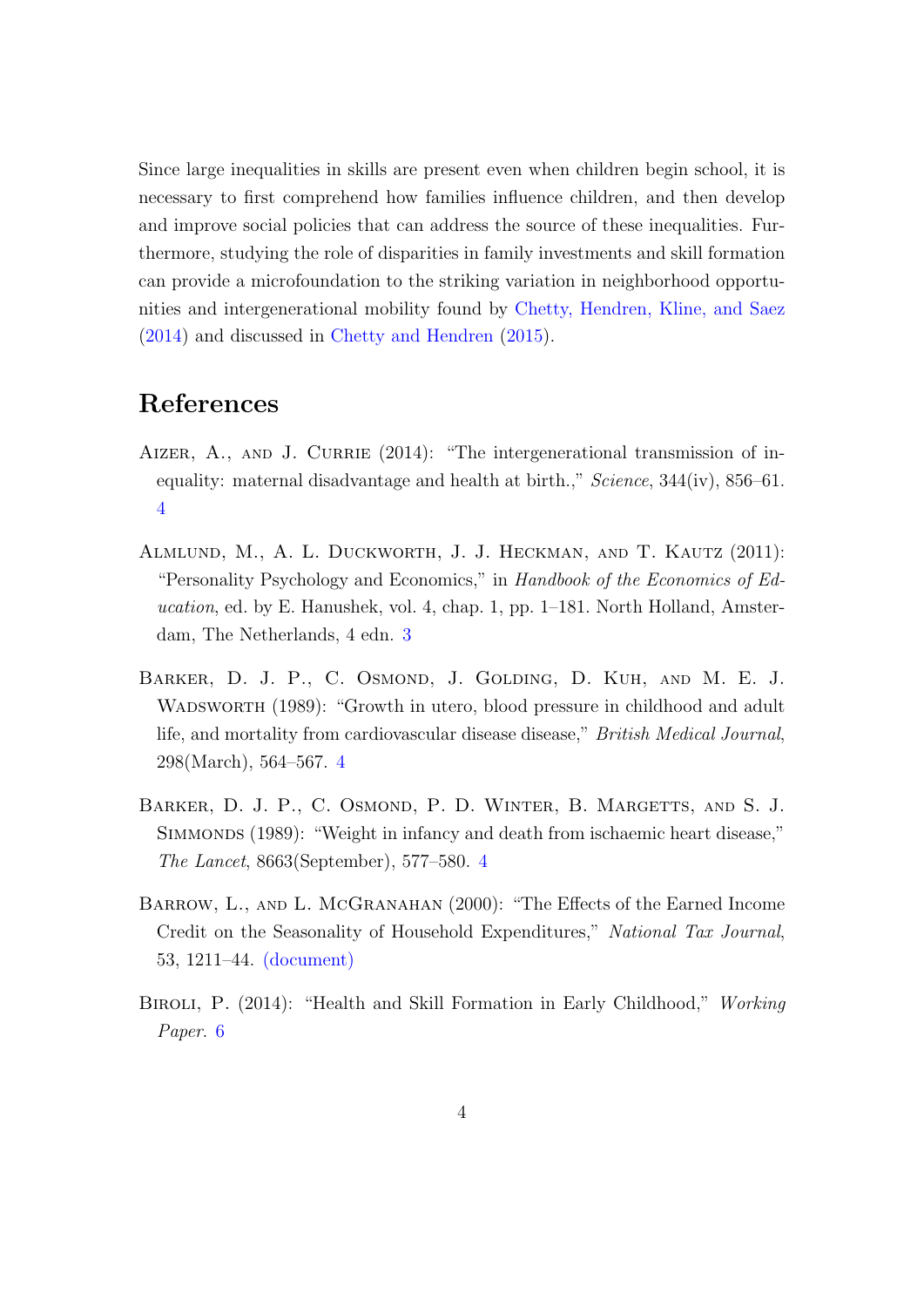Since large inequalities in skills are present even when children begin school, it is necessary to first comprehend how families influence children, and then develop and improve social policies that can address the source of these inequalities. Furthermore, studying the role of disparities in family investments and skill formation can provide a microfoundation to the striking variation in neighborhood opportunities and intergenerational mobility found by Chetty, Hendren, Kline, and Saez (2014) and discussed in Chetty and Hendren (2015).

# References

Aizer, A., and J. Currie (2014): "The intergenerational transmission of inequality: maternal disadvantage and health at birth.," *Science*, 344(iv), 856–61. 4

Almlund, M., A. L. Duckworth, J. J. Heckman, and T. Kautz (2011): "Personality Psychology and Economics," in *Handbook of the Economics of Education*, ed. by E. Hanushek, vol. 4, chap. 1, pp. 1–181. North Holland, Amsterdam, The Netherlands, 4 edn. 3

Barker, D. J. P., C. Osmond, J. Golding, D. Kuh, and M. E. J. Wadsworth (1989): "Growth in utero, blood pressure in childhood and adult life, and mortality from cardiovascular disease disease," *British Medical Journal*, 298(March), 564–567. 4

Barker, D. J. P., C. Osmond, P. D. Winter, B. Margetts, and S. J. Simmonds (1989): "Weight in infancy and death from ischaemic heart disease," *The Lancet*, 8663(September), 577–580. 4

Barrow, L., and L. McGranahan (2000): "The Effects of the Earned Income Credit on the Seasonality of Household Expenditures," *National Tax Journal*, 53, 1211–44. (document)

Biroli, P. (2014): "Health and Skill Formation in Early Childhood," *Working Paper*. 6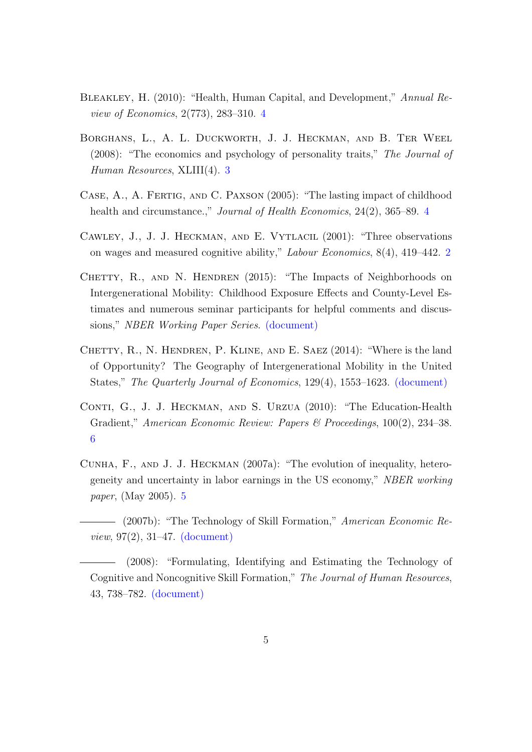Bleakley, H. (2010): "Health, Human Capital, and Development," *Annual Review of Economics*, 2(773), 283–310. 4

Borghans, L., A. L. Duckworth, J. J. Heckman, and B. Ter Weel (2008): "The economics and psychology of personality traits," *The Journal of Human Resources*, XLIII(4). 3

Case, A., A. Fertig, and C. Paxson (2005): "The lasting impact of childhood health and circumstance.," *Journal of Health Economics*, 24(2), 365–89. 4

Cawley, J., J. J. Heckman, and E. Vytlacil (2001): "Three observations on wages and measured cognitive ability," *Labour Economics*, 8(4), 419–442. 2

Chetty, R., and N. Hendren (2015): "The Impacts of Neighborhoods on Intergenerational Mobility: Childhood Exposure Effects and County-Level Estimates and numerous seminar participants for helpful comments and discussions," *NBER Working Paper Series*. (document)

Chetty, R., N. Hendren, P. Kline, and E. Saez (2014): "Where is the land of Opportunity? The Geography of Intergenerational Mobility in the United States," *The Quarterly Journal of Economics*, 129(4), 1553–1623. (document)

Conti, G., J. J. Heckman, and S. Urzua (2010): "The Education-Health Gradient," *American Economic Review: Papers & Proceedings*, 100(2), 234–38. 6

Cunha, F., and J. J. Heckman (2007a): "The evolution of inequality, heterogeneity and uncertainty in labor earnings in the US economy," *NBER working paper*, (May 2005). 5

——— (2007b): "The Technology of Skill Formation," *American Economic Review*, 97(2), 31–47. (document)

——— (2008): "Formulating, Identifying and Estimating the Technology of Cognitive and Noncognitive Skill Formation," *The Journal of Human Resources*, 43, 738–782. (document)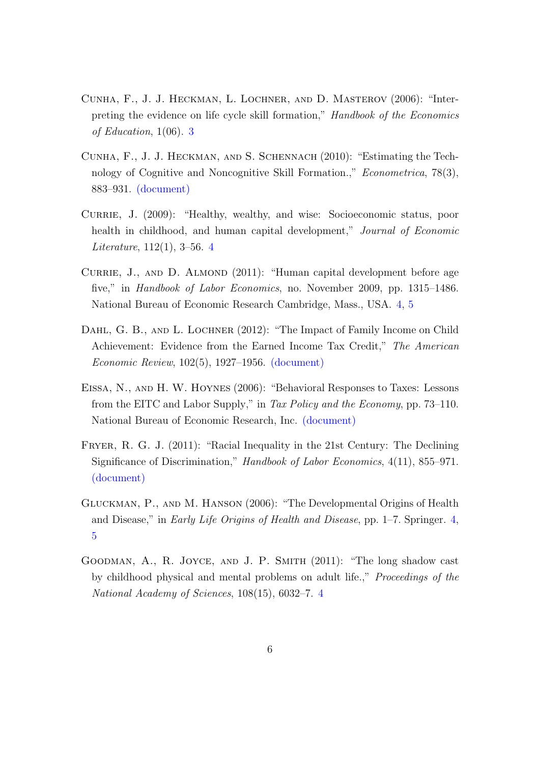Cunha, F., J. J. Heckman, L. Lochner, and D. Masterov (2006): "Interpreting the evidence on life cycle skill formation," *Handbook of the Economics of Education*, 1(06). 3

Cunha, F., J. J. Heckman, and S. Schennach (2010): "Estimating the Technology of Cognitive and Noncognitive Skill Formation.," *Econometrica*, 78(3), 883–931. (document)

Currie, J. (2009): "Healthy, wealthy, and wise: Socioeconomic status, poor health in childhood, and human capital development," *Journal of Economic Literature*, 112(1), 3–56. 4

Currie, J., and D. Almond (2011): "Human capital development before age five," in *Handbook of Labor Economics*, no. November 2009, pp. 1315–1486. National Bureau of Economic Research Cambridge, Mass., USA. 4, 5

Dahl, G. B., and L. Lochner (2012): "The Impact of Family Income on Child Achievement: Evidence from the Earned Income Tax Credit," *The American Economic Review*, 102(5), 1927–1956. (document)

Eissa, N., and H. W. Hoynes (2006): "Behavioral Responses to Taxes: Lessons from the EITC and Labor Supply," in *Tax Policy and the Economy*, pp. 73–110. National Bureau of Economic Research, Inc. (document)

Fryer, R. G. J. (2011): "Racial Inequality in the 21st Century: The Declining Significance of Discrimination," *Handbook of Labor Economics*, 4(11), 855–971. (document)

Gluckman, P., and M. Hanson (2006): "The Developmental Origins of Health and Disease," in *Early Life Origins of Health and Disease*, pp. 1–7. Springer. 4, 5

Goodman, A., R. Joyce, and J. P. Smith (2011): "The long shadow cast by childhood physical and mental problems on adult life.," *Proceedings of the National Academy of Sciences*, 108(15), 6032–7. 4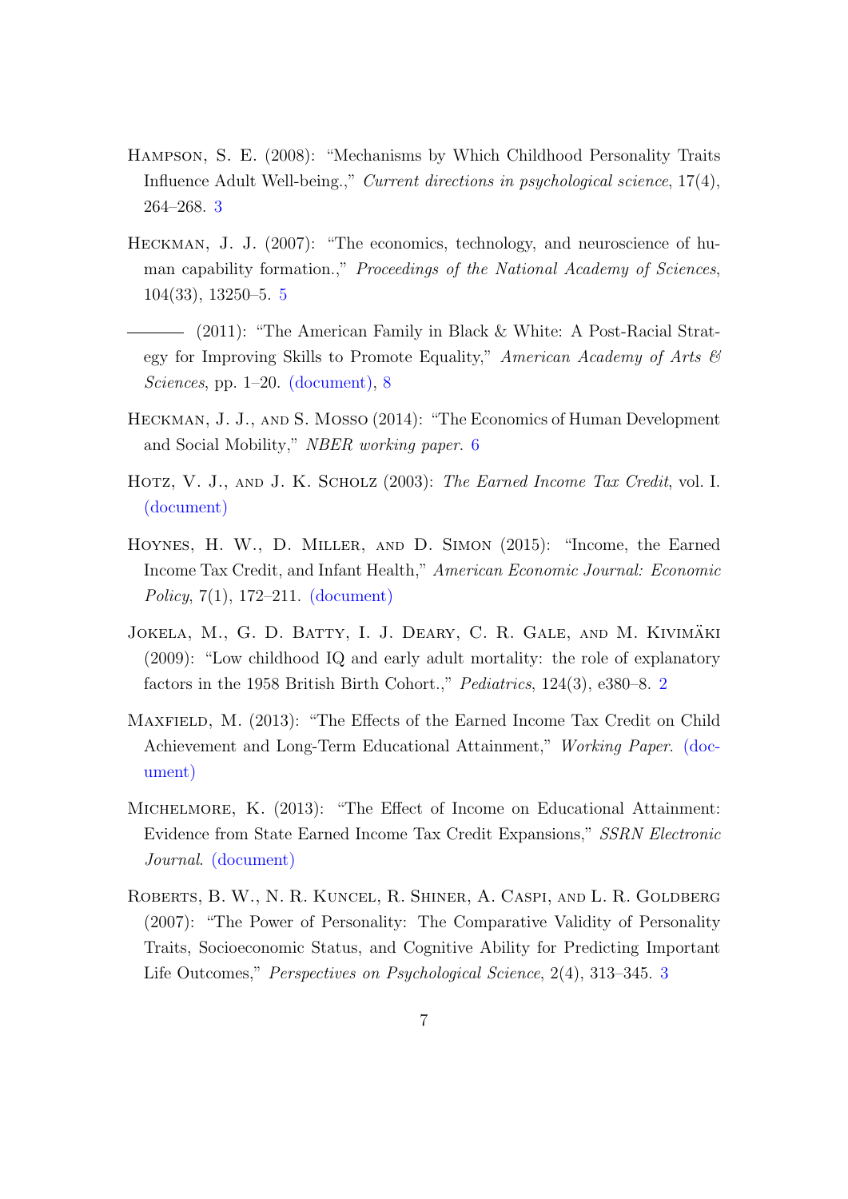Hampson, S. E. (2008): "Mechanisms by Which Childhood Personality Traits Influence Adult Well-being.," *Current directions in psychological science*, 17(4), 264–268. 3

Heckman, J. J. (2007): "The economics, technology, and neuroscience of human capability formation.," *Proceedings of the National Academy of Sciences*, 104(33), 13250–5. 5

——— (2011): "The American Family in Black & White: A Post-Racial Strategy for Improving Skills to Promote Equality," *American Academy of Arts & Sciences*, pp. 1–20. (document), 8

Heckman, J. J., and S. Mosso (2014): "The Economics of Human Development and Social Mobility," *NBER working paper*. 6

Hotz, V. J., and J. K. Scholz (2003): *The Earned Income Tax Credit*, vol. I. (document)

Hoynes, H. W., D. Miller, and D. Simon (2015): "Income, the Earned Income Tax Credit, and Infant Health," *American Economic Journal: Economic Policy*, 7(1), 172–211. (document)

Jokela, M., G. D. Batty, I. J. Deary, C. R. Gale, and M. Kivimäki (2009): "Low childhood IQ and early adult mortality: the role of explanatory factors in the 1958 British Birth Cohort.," *Pediatrics*, 124(3), e380–8. 2

Maxfield, M. (2013): "The Effects of the Earned Income Tax Credit on Child Achievement and Long-Term Educational Attainment," *Working Paper*. (document)

Michelmore, K. (2013): "The Effect of Income on Educational Attainment: Evidence from State Earned Income Tax Credit Expansions," *SSRN Electronic Journal*. (document)

Roberts, B. W., N. R. Kuncel, R. Shiner, A. Caspi, and L. R. Goldberg (2007): "The Power of Personality: The Comparative Validity of Personality Traits, Socioeconomic Status, and Cognitive Ability for Predicting Important Life Outcomes," *Perspectives on Psychological Science*, 2(4), 313–345. 3